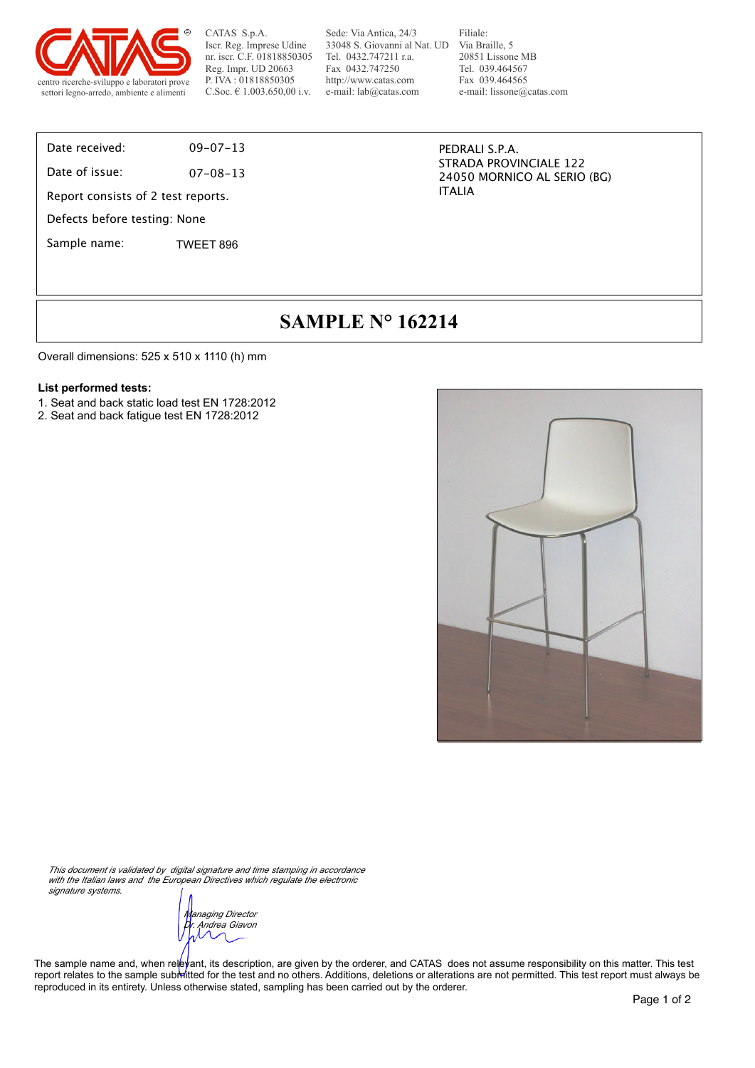CATAS S.p.A.
Iscr. Reg. Imprese Udine
nr. iscr. C.F. 01818850305
Reg. Impr. UD 20663
P. IVA : 01818850305
C.Soc. € 1.003.650,00 i.v.

Sede: Via Antica, 24/3
33048 S. Giovanni al Nat. UD
Tel. 0432.747211 r.a.
Fax 0432.747250
http://www.catas.com
e-mail: lab@catas.com

Filiale:
Via Braille, 5
20851 Lissone MB
Tel. 039.464567
Fax 039.464565
e-mail: lissone@catas.com

centro ricerche-sviluppo e laboratori prove settori legno-arredo, ambiente e alimenti

Date received: 09-07-13

Date of issue: 07-08-13

Report consists of 2 test reports.

Defects before testing: None

Sample name: TWEET 896

PEDRALI S.P.A.
STRADA PROVINCIALE 122
24050 MORNICO AL SERIO (BG)
ITALIA

# SAMPLE N° 162214

Overall dimensions: 525 x 510 x 1110 (h) mm

**List performed tests:**

1. Seat and back static load test EN 1728:2012
2. Seat and back fatigue test EN 1728:2012

*This document is validated by digital signature and time stamping in accordance with the Italian laws and the European Directives which regulate the electronic signature systems.*

*Managing Director*
*Dr. Andrea Giavon*

The sample name and, when relevant, its description, are given by the orderer, and CATAS does not assume responsibility on this matter. This test report relates to the sample submitted for the test and no others. Additions, deletions or alterations are not permitted. This test report must always be reproduced in its entirety. Unless otherwise stated, sampling has been carried out by the orderer.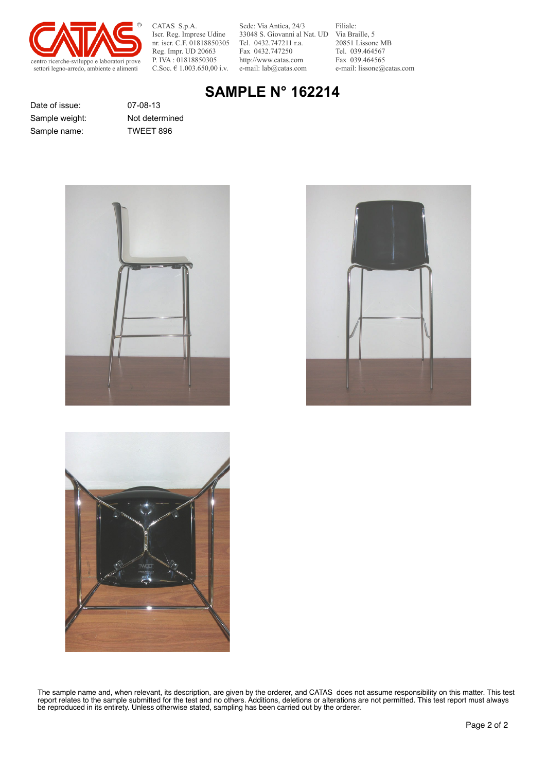CATAS S.p.A.
Iscr. Reg. Imprese Udine
nr. iscr. C.F. 01818850305
Reg. Impr. UD 20663
P. IVA : 01818850305
C.Soc. € 1.003.650,00 i.v.

Sede: Via Antica, 24/3
33048 S. Giovanni al Nat. UD
Tel. 0432.747211 r.a.
Fax 0432.747250
http://www.catas.com
e-mail: lab@catas.com

Filiale:
Via Braille, 5
20851 Lissone MB
Tel. 039.464567
Fax 039.464565
e-mail: lissone@catas.com

centro ricerche-sviluppo e laboratori prove
settori legno-arredo, ambiente e alimenti

# SAMPLE N° 162214

| | |
|---|---|
| Date of issue: | 07-08-13 |
| Sample weight: | Not determined |
| Sample name: | TWEET 896 |

The sample name and, when relevant, its description, are given by the orderer, and CATAS does not assume responsibility on this matter. This test report relates to the sample submitted for the test and no others. Additions, deletions or alterations are not permitted. This test report must always be reproduced in its entirety. Unless otherwise stated, sampling has been carried out by the orderer.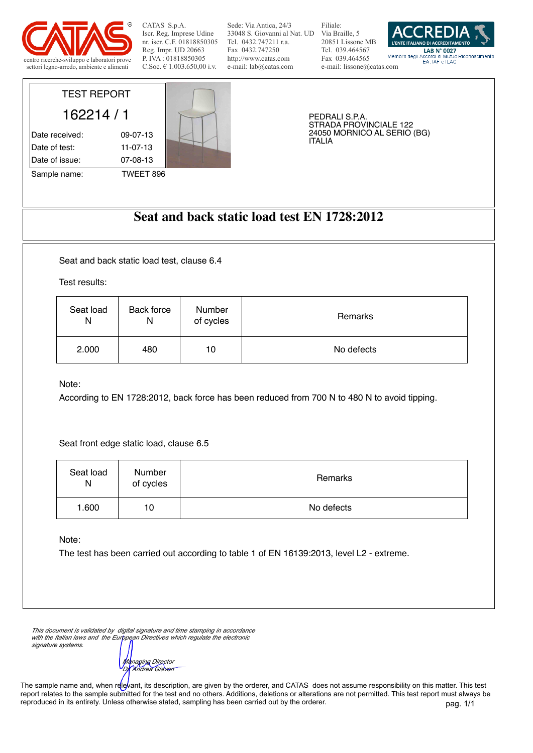CATAS S.p.A.
Iscr. Reg. Imprese Udine
nr. iscr. C.F. 01818850305
Reg. Impr. UD 20663
P. IVA : 01818850305
C.Soc. € 1.003.650,00 i.v.

Sede: Via Antica, 24/3
33048 S. Giovanni al Nat. UD
Tel. 0432.747211 r.a.
Fax 0432.747250
http://www.catas.com
e-mail: lab@catas.com

Filiale:
Via Braille, 5
20851 Lissone MB
Tel. 039.464567
Fax 039.464565
e-mail: lissone@catas.com

centro ricerche-sviluppo e laboratori prove settori legno-arredo, ambiente e alimenti

ACCREDIA L'ENTE ITALIANO DI ACCREDITAMENTO
LAB N° 0027
Membro degli Accordi di Mutuo Riconoscimento EA, IAF e ILAC

TEST REPORT

162214 / 1

| | |
|---|---|
| Date received: | 09-07-13 |
| Date of test: | 11-07-13 |
| Date of issue: | 07-08-13 |
| Sample name: | TWEET 896 |

PEDRALI S.P.A.
STRADA PROVINCIALE 122
24050 MORNICO AL SERIO (BG)
ITALIA

# Seat and back static load test EN 1728:2012

Seat and back static load test, clause 6.4

Test results:

| Seat load N | Back force N | Number of cycles | Remarks |
|---|---|---|---|
| 2.000 | 480 | 10 | No defects |

Note:
According to EN 1728:2012, back force has been reduced from 700 N to 480 N to avoid tipping.

Seat front edge static load, clause 6.5

| Seat load N | Number of cycles | Remarks |
|---|---|---|
| 1.600 | 10 | No defects |

Note:
The test has been carried out according to table 1 of EN 16139:2013, level L2 - extreme.

*This document is validated by digital signature and time stamping in accordance with the Italian laws and the European Directives which regulate the electronic signature systems.*

*Managing Director*
*Dr. Andrea Giavon*

The sample name and, when relevant, its description, are given by the orderer, and CATAS does not assume responsibility on this matter. This test report relates to the sample submitted for the test and no others. Additions, deletions or alterations are not permitted. This test report must always be reproduced in its entirety. Unless otherwise stated, sampling has been carried out by the orderer.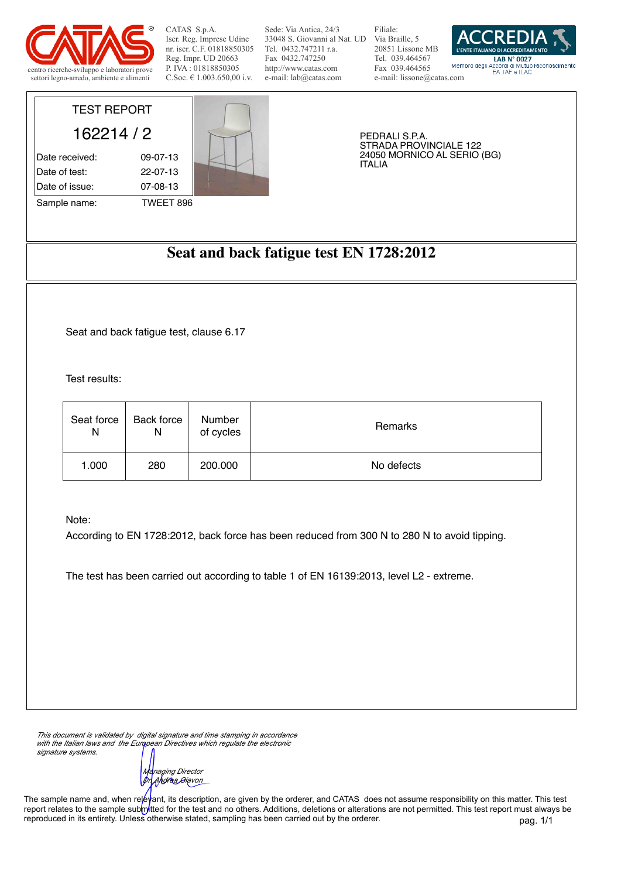CATAS S.p.A.
Iscr. Reg. Imprese Udine
nr. iscr. C.F. 01818850305
Reg. Impr. UD 20663
P. IVA : 01818850305
C.Soc. € 1.003.650,00 i.v.

Sede: Via Antica, 24/3
33048 S. Giovanni al Nat. UD
Tel. 0432.747211 r.a.
Fax 0432.747250
http://www.catas.com
e-mail: lab@catas.com

Filiale:
Via Braille, 5
20851 Lissone MB
Tel. 039.464567
Fax 039.464565
e-mail: lissone@catas.com

centro ricerche-sviluppo e laboratori prove
settori legno-arredo, ambiente e alimenti

ACCREDIA
L'ENTE ITALIANO DI ACCREDITAMENTO
LAB N° 0027
Membro degli Accordi di Mutuo Riconoscimento EA, IAF e ILAC

TEST REPORT

162214 / 2

| | |
|---|---|
| Date received: | 09-07-13 |
| Date of test: | 22-07-13 |
| Date of issue: | 07-08-13 |
| Sample name: | TWEET 896 |

PEDRALI S.P.A.
STRADA PROVINCIALE 122
24050 MORNICO AL SERIO (BG)
ITALIA

# Seat and back fatigue test EN 1728:2012

Seat and back fatigue test, clause 6.17

Test results:

| Seat force N | Back force N | Number of cycles | Remarks |
|---|---|---|---|
| 1.000 | 280 | 200.000 | No defects |

Note:
According to EN 1728:2012, back force has been reduced from 300 N to 280 N to avoid tipping.

The test has been carried out according to table 1 of EN 16139:2013, level L2 - extreme.

*This document is validated by digital signature and time stamping in accordance with the Italian laws and the European Directives which regulate the electronic signature systems.*

*Managing Director*
*Dr. Andrea Giavon*

The sample name and, when relevant, its description, are given by the orderer, and CATAS does not assume responsibility on this matter. This test report relates to the sample submitted for the test and no others. Additions, deletions or alterations are not permitted. This test report must always be reproduced in its entirety. Unless otherwise stated, sampling has been carried out by the orderer.